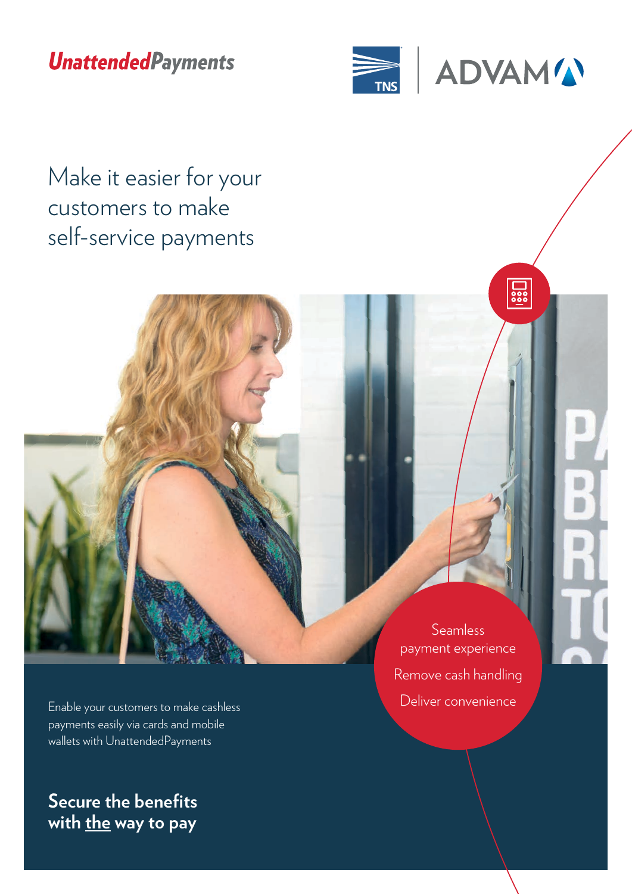UnattendedPayments

# Make it easier for your customers to make self-service payments

Seamless payment experience

Remove cash handling

Deliver convenience

Enable your customers to make cashless payments easily via cards and mobile wallets with UnattendedPayments

## Secure the benefits with the way to pay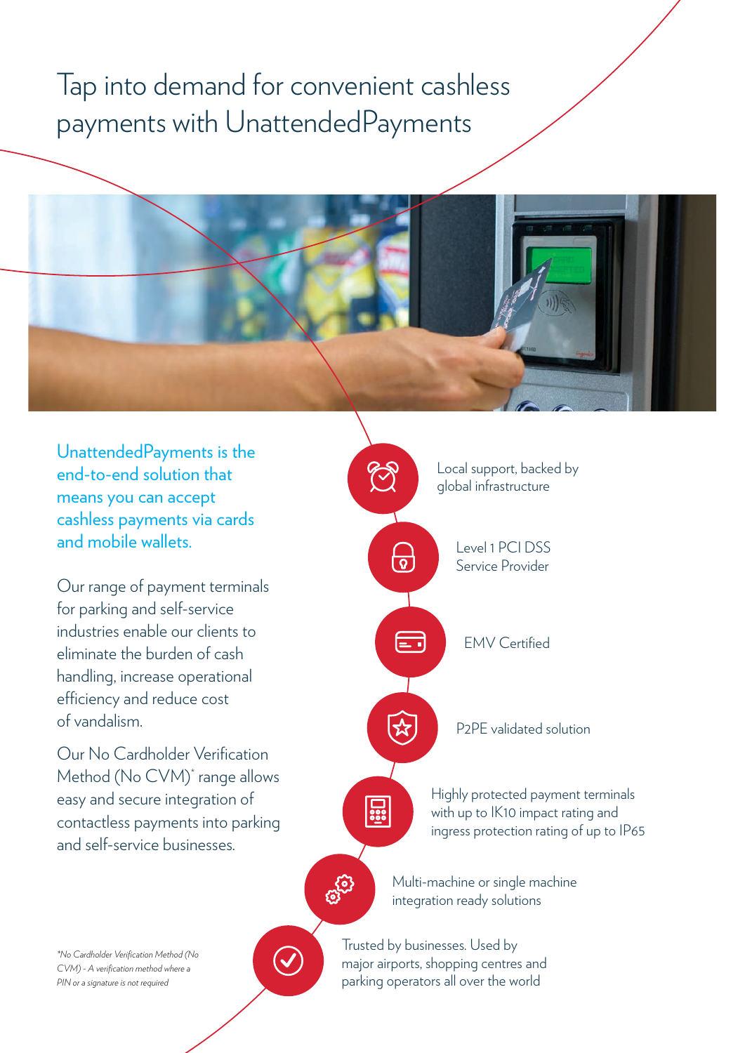# Tap into demand for convenient cashless payments with UnattendedPayments

**UnattendedPayments is the end-to-end solution that means you can accept cashless payments via cards and mobile wallets.**

Our range of payment terminals for parking and self-service industries enable our clients to eliminate the burden of cash handling, increase operational efficiency and reduce cost of vandalism.

Our No Cardholder Verification Method (No CVM)* range allows easy and secure integration of contactless payments into parking and self-service businesses.

- Local support, backed by global infrastructure
- Level 1 PCI DSS Service Provider
- EMV Certified
- P2PE validated solution
- Highly protected payment terminals with up to IK10 impact rating and ingress protection rating of up to IP65
- Multi-machine or single machine integration ready solutions
- Trusted by businesses. Used by major airports, shopping centres and parking operators all over the world

*\*No Cardholder Verification Method (No CVM) - A verification method where a PIN or a signature is not required*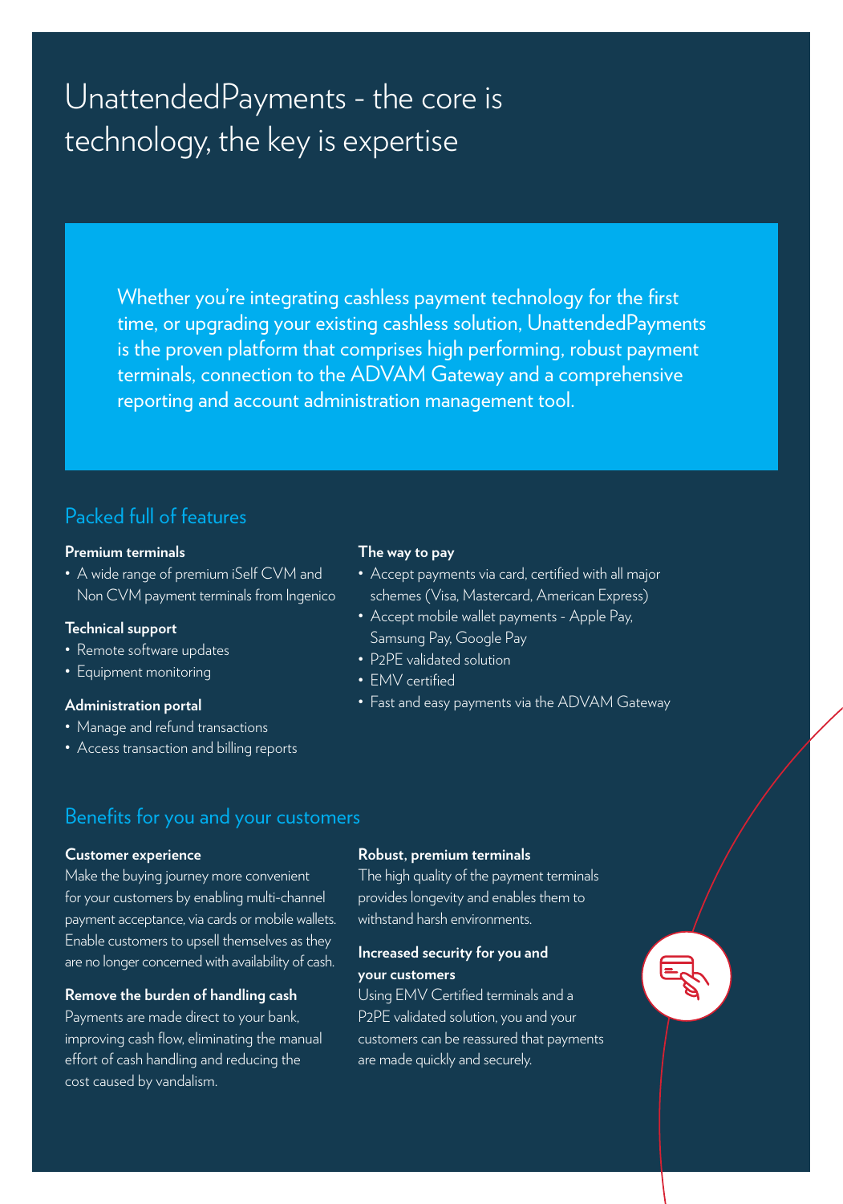# UnattendedPayments - the core is technology, the key is expertise

Whether you're integrating cashless payment technology for the first time, or upgrading your existing cashless solution, UnattendedPayments is the proven platform that comprises high performing, robust payment terminals, connection to the ADVAM Gateway and a comprehensive reporting and account administration management tool.

## Packed full of features

**Premium terminals**

- A wide range of premium iSelf CVM and Non CVM payment terminals from Ingenico

**Technical support**

- Remote software updates
- Equipment monitoring

**Administration portal**

- Manage and refund transactions
- Access transaction and billing reports

**The way to pay**

- Accept payments via card, certified with all major schemes (Visa, Mastercard, American Express)
- Accept mobile wallet payments - Apple Pay, Samsung Pay, Google Pay
- P2PE validated solution
- EMV certified
- Fast and easy payments via the ADVAM Gateway

## Benefits for you and your customers

**Customer experience**

Make the buying journey more convenient for your customers by enabling multi-channel payment acceptance, via cards or mobile wallets. Enable customers to upsell themselves as they are no longer concerned with availability of cash.

**Remove the burden of handling cash**

Payments are made direct to your bank, improving cash flow, eliminating the manual effort of cash handling and reducing the cost caused by vandalism.

**Robust, premium terminals**

The high quality of the payment terminals provides longevity and enables them to withstand harsh environments.

**Increased security for you and your customers**

Using EMV Certified terminals and a P2PE validated solution, you and your customers can be reassured that payments are made quickly and securely.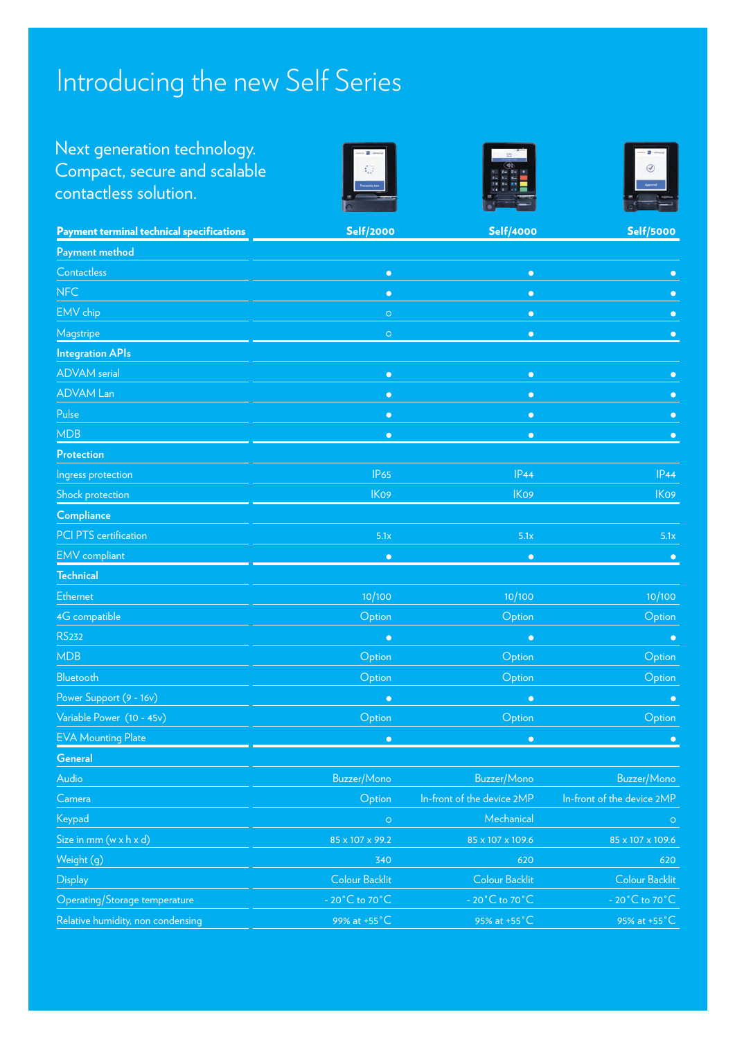# Introducing the new Self Series

Next generation technology.
Compact, secure and scalable
contactless solution.

| Payment terminal technical specifications | Self/2000 | Self/4000 | Self/5000 |
|---|---|---|---|
| **Payment method** | | | |
| Contactless | ● | ● | ● |
| NFC | ● | ● | ● |
| EMV chip | ○ | ● | ● |
| Magstripe | ○ | ● | ● |
| **Integration APIs** | | | |
| ADVAM serial | ● | ● | ● |
| ADVAM Lan | ● | ● | ● |
| Pulse | ● | ● | ● |
| MDB | ● | ● | ● |
| **Protection** | | | |
| Ingress protection | IP65 | IP44 | IP44 |
| Shock protection | IK09 | IK09 | IK09 |
| **Compliance** | | | |
| PCI PTS certification | 5.1x | 5.1x | 5.1x |
| EMV compliant | ● | ● | ● |
| **Technical** | | | |
| Ethernet | 10/100 | 10/100 | 10/100 |
| 4G compatible | Option | Option | Option |
| RS232 | ● | ● | ● |
| MDB | Option | Option | Option |
| Bluetooth | Option | Option | Option |
| Power Support (9 - 16v) | ● | ● | ● |
| Variable Power (10 - 45v) | Option | Option | Option |
| EVA Mounting Plate | ● | ● | ● |
| **General** | | | |
| Audio | Buzzer/Mono | Buzzer/Mono | Buzzer/Mono |
| Camera | Option | In-front of the device 2MP | In-front of the device 2MP |
| Keypad | ○ | Mechanical | ○ |
| Size in mm (w x h x d) | 85 x 107 x 99.2 | 85 x 107 x 109.6 | 85 x 107 x 109.6 |
| Weight (g) | 340 | 620 | 620 |
| Display | Colour Backlit | Colour Backlit | Colour Backlit |
| Operating/Storage temperature | - 20˚C to 70˚C | - 20˚C to 70˚C | - 20˚C to 70˚C |
| Relative humidity, non condensing | 99% at +55˚C | 95% at +55˚C | 95% at +55˚C |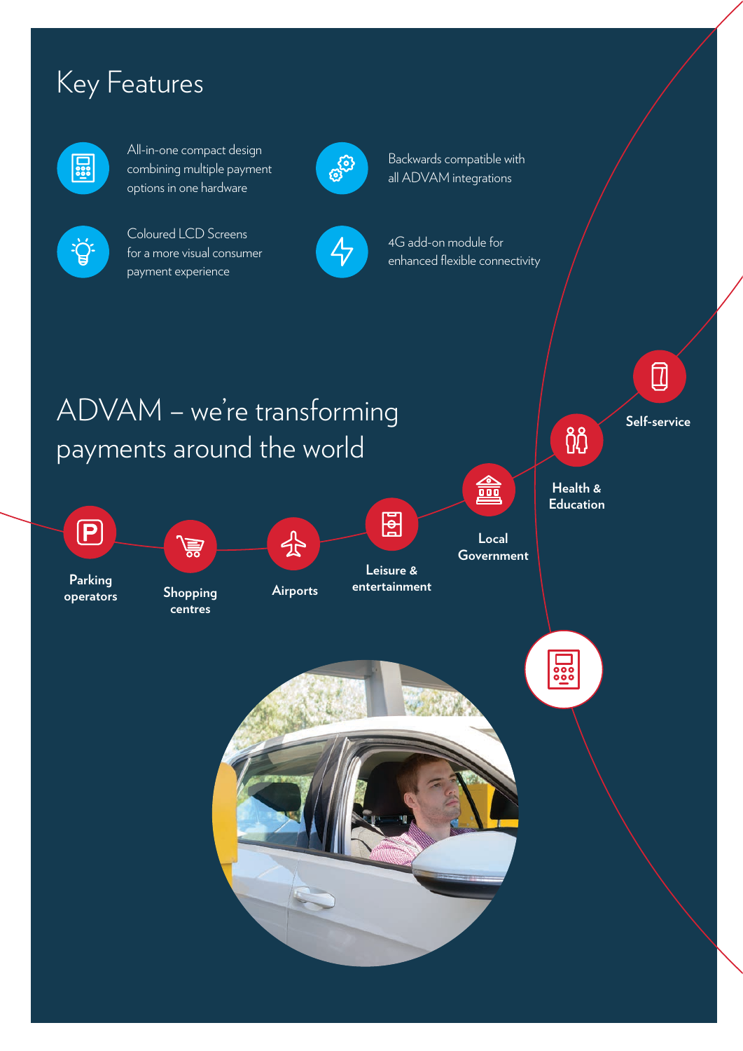## Key Features

- All-in-one compact design combining multiple payment options in one hardware
- Backwards compatible with all ADVAM integrations
- Coloured LCD Screens for a more visual consumer payment experience
- 4G add-on module for enhanced flexible connectivity

## ADVAM – we're transforming payments around the world

- Parking operators
- Shopping centres
- Airports
- Leisure & entertainment
- Local Government
- Health & Education
- Self-service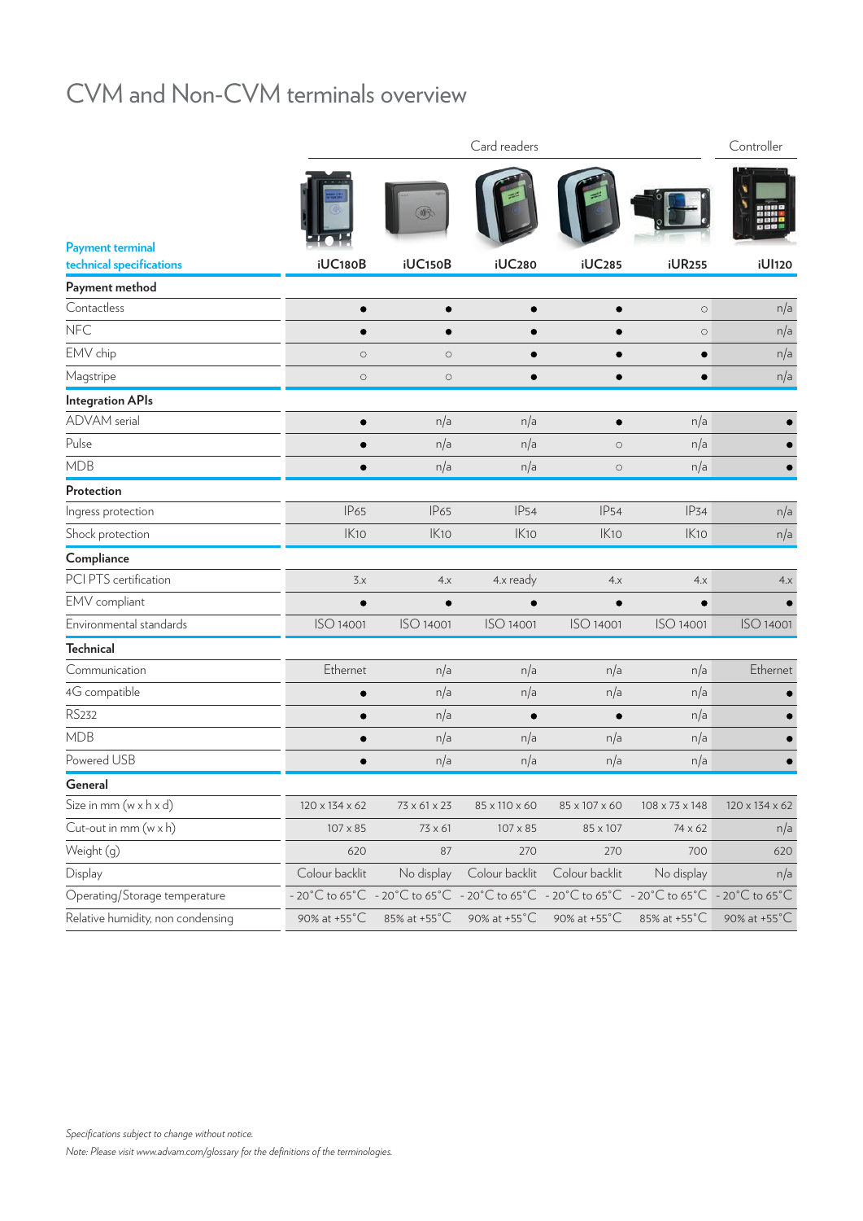# CVM and Non-CVM terminals overview

| Payment terminal technical specifications | Card readers | | | | | Controller |
|---|---|---|---|---|---|---|
| | iUC180B | iUC150B | iUC280 | iUC285 | iUR255 | iUI120 |
| **Payment method** | | | | | | |
| Contactless | ● | ● | ● | ● | ○ | n/a |
| NFC | ● | ● | ● | ● | ○ | n/a |
| EMV chip | ○ | ○ | ● | ● | ● | n/a |
| Magstripe | ○ | ○ | ● | ● | ● | n/a |
| **Integration APIs** | | | | | | |
| ADVAM serial | ● | n/a | n/a | ● | n/a | ● |
| Pulse | ● | n/a | n/a | ○ | n/a | ● |
| MDB | ● | n/a | n/a | ○ | n/a | ● |
| **Protection** | | | | | | |
| Ingress protection | IP65 | IP65 | IP54 | IP54 | IP34 | n/a |
| Shock protection | IK10 | IK10 | IK10 | IK10 | IK10 | n/a |
| **Compliance** | | | | | | |
| PCI PTS certification | 3.x | 4.x | 4.x ready | 4.x | 4.x | 4.x |
| EMV compliant | ● | ● | ● | ● | ● | ● |
| Environmental standards | ISO 14001 | ISO 14001 | ISO 14001 | ISO 14001 | ISO 14001 | ISO 14001 |
| **Technical** | | | | | | |
| Communication | Ethernet | n/a | n/a | n/a | n/a | Ethernet |
| 4G compatible | ● | n/a | n/a | n/a | n/a | ● |
| RS232 | ● | n/a | ● | ● | n/a | ● |
| MDB | ● | n/a | n/a | n/a | n/a | ● |
| Powered USB | ● | n/a | n/a | n/a | n/a | ● |
| **General** | | | | | | |
| Size in mm (w x h x d) | 120 x 134 x 62 | 73 x 61 x 23 | 85 x 110 x 60 | 85 x 107 x 60 | 108 x 73 x 148 | 120 x 134 x 62 |
| Cut-out in mm (w x h) | 107 x 85 | 73 x 61 | 107 x 85 | 85 x 107 | 74 x 62 | n/a |
| Weight (g) | 620 | 87 | 270 | 270 | 700 | 620 |
| Display | Colour backlit | No display | Colour backlit | Colour backlit | No display | n/a |
| Operating/Storage temperature | - 20°C to 65°C | - 20°C to 65°C | - 20°C to 65°C | - 20°C to 65°C | - 20°C to 65°C | - 20°C to 65°C |
| Relative humidity, non condensing | 90% at +55°C | 85% at +55°C | 90% at +55°C | 90% at +55°C | 85% at +55°C | 90% at +55°C |

*Specifications subject to change without notice.*

*Note: Please visit www.advam.com/glossary for the definitions of the terminologies.*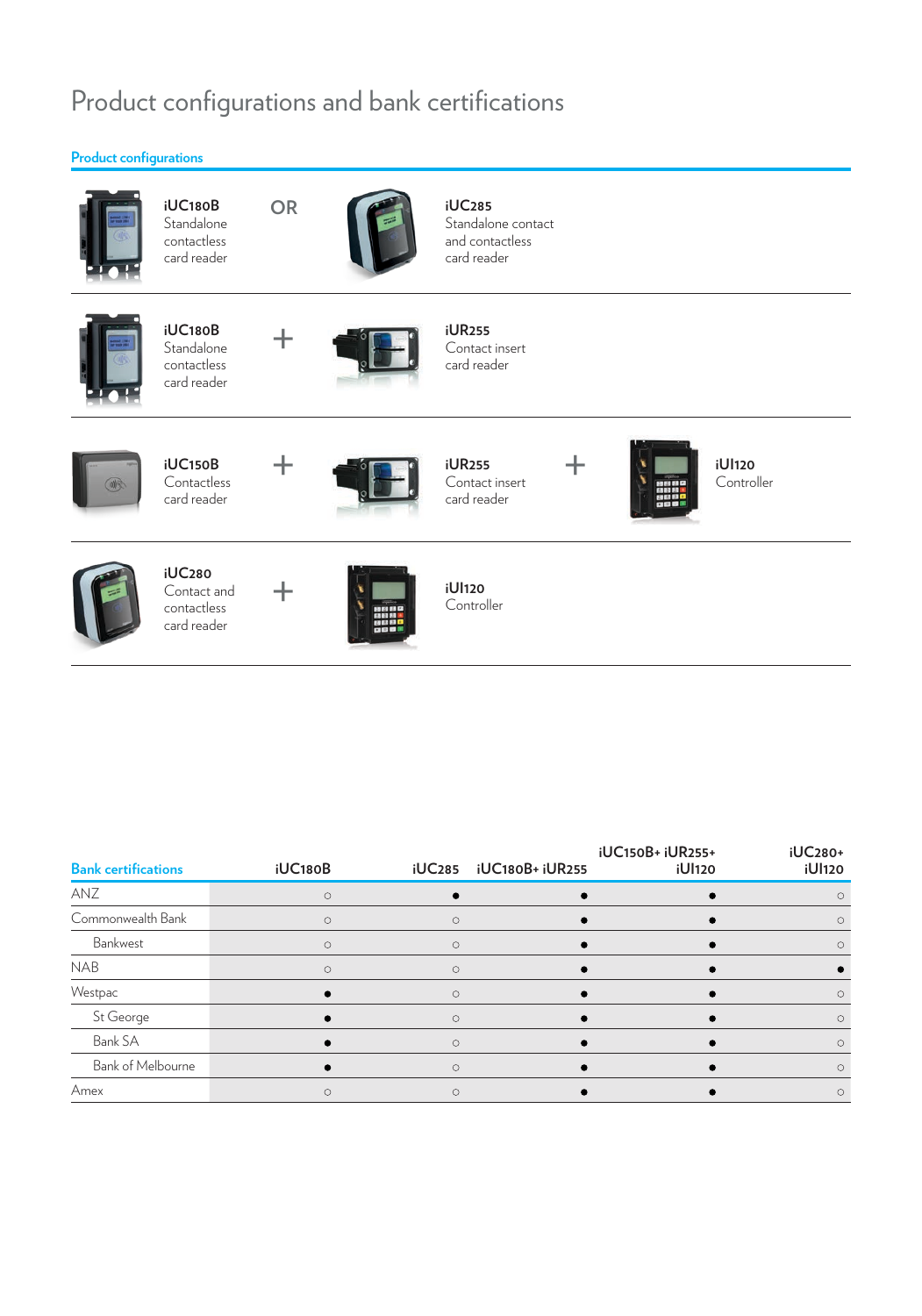# Product configurations and bank certifications

## Product configurations

| | | | | | |
|---|---|---|---|---|---|
| **iUC180B** Standalone contactless card reader | OR | **iUC285** Standalone contact and contactless card reader | | | |
| **iUC180B** Standalone contactless card reader | + | **iUR255** Contact insert card reader | | | |
| **iUC150B** Contactless card reader | + | **iUR255** Contact insert card reader | + | **iUI120** Controller | |
| **iUC280** Contact and contactless card reader | + | **iUI120** Controller | | | |

## Bank certifications

| Bank certifications | iUC180B | iUC285 | iUC180B+ iUR255 | iUC150B+ iUR255+ iUI120 | iUC280+ iUI120 |
|---|---|---|---|---|---|
| ANZ | ○ | ● | ● | ● | ○ |
| Commonwealth Bank | ○ | ○ | ● | ● | ○ |
| Bankwest | ○ | ○ | ● | ● | ○ |
| NAB | ○ | ○ | ● | ● | ● |
| Westpac | ● | ○ | ● | ● | ○ |
| St George | ● | ○ | ● | ● | ○ |
| Bank SA | ● | ○ | ● | ● | ○ |
| Bank of Melbourne | ● | ○ | ● | ● | ○ |
| Amex | ○ | ○ | ● | ● | ○ |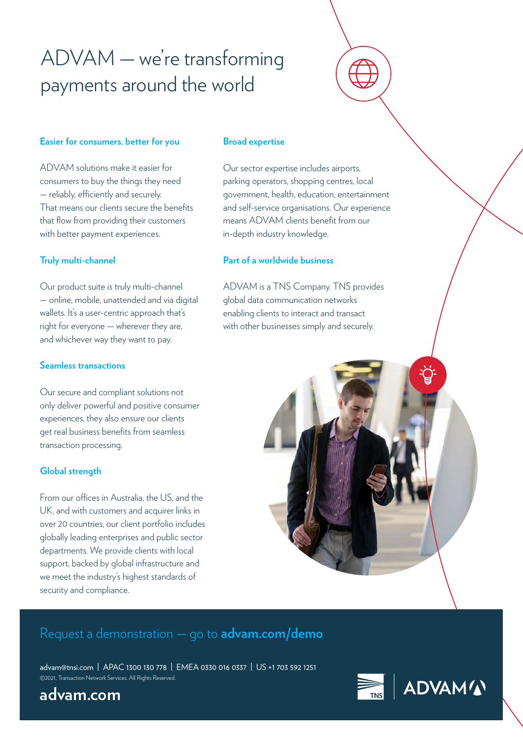# ADVAM — we're transforming payments around the world

### Easier for consumers, better for you

ADVAM solutions make it easier for consumers to buy the things they need — reliably, efficiently and securely. That means our clients secure the benefits that flow from providing their customers with better payment experiences.

### Truly multi-channel

Our product suite is truly multi-channel — online, mobile, unattended and via digital wallets. It's a user-centric approach that's right for everyone — wherever they are, and whichever way they want to pay.

### Seamless transactions

Our secure and compliant solutions not only deliver powerful and positive consumer experiences, they also ensure our clients get real business benefits from seamless transaction processing.

### Global strength

From our offices in Australia, the US, and the UK, and with customers and acquirer links in over 20 countries, our client portfolio includes globally leading enterprises and public sector departments. We provide clients with local support, backed by global infrastructure and we meet the industry's highest standards of security and compliance.

### Broad expertise

Our sector expertise includes airports, parking operators, shopping centres, local government, health, education, entertainment and self-service organisations. Our experience means ADVAM clients benefit from our in-depth industry knowledge.

### Part of a worldwide business

ADVAM is a TNS Company. TNS provides global data communication networks enabling clients to interact and transact with other businesses simply and securely.

## Request a demonstration — go to **advam.com/demo**

advam@tnsi.com | APAC 1300 130 778 | EMEA 0330 016 0337 | US +1 703 592 1251

©2021, Transaction Network Services. All Rights Reserved.

**advam.com**

TNS | ADVAM